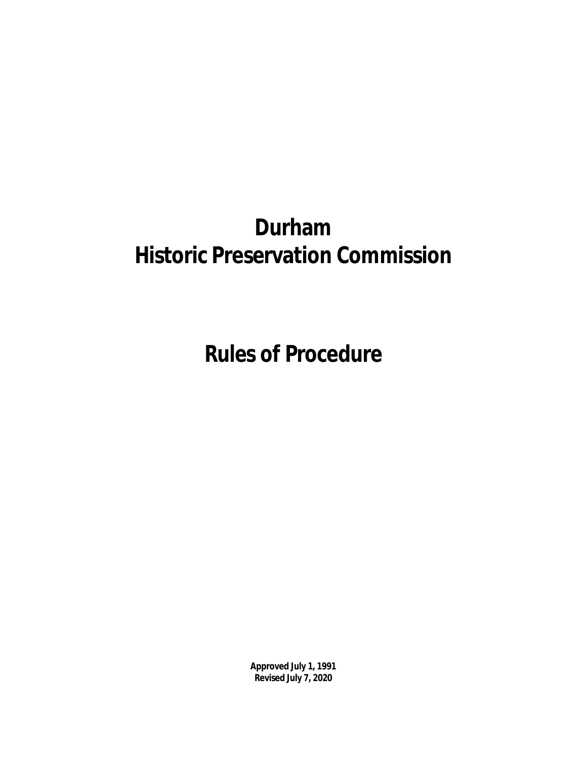# Durham
# Historic Preservation Commission

# Rules of Procedure

**Approved July 1, 1991**
**Revised July 7, 2020**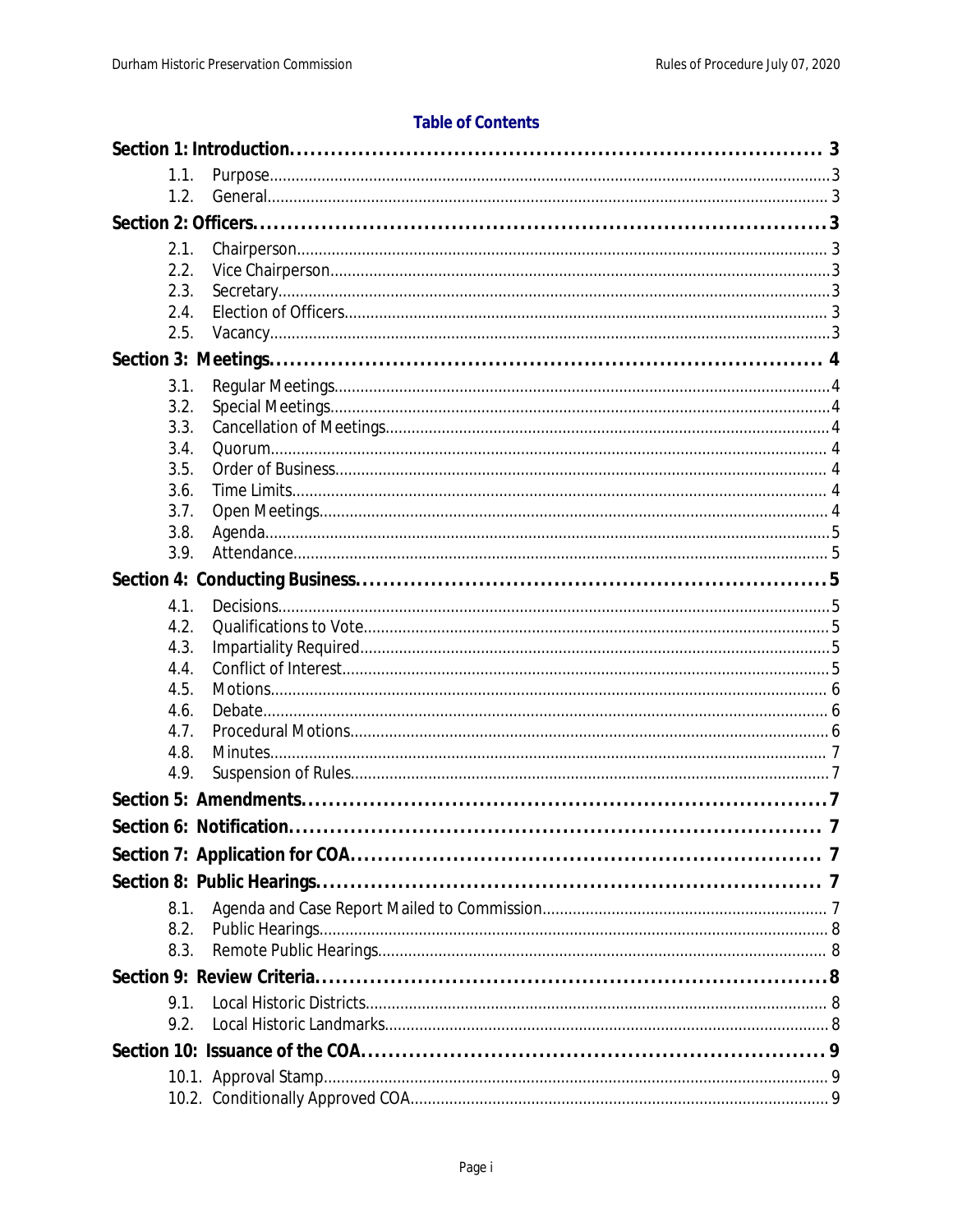## Table of Contents

**Section 1: Introduction** ........ 3

- 1.1. Purpose ........ 3
- 1.2. General ........ 3

**Section 2: Officers** ........ 3

- 2.1. Chairperson ........ 3
- 2.2. Vice Chairperson ........ 3
- 2.3. Secretary ........ 3
- 2.4. Election of Officers ........ 3
- 2.5. Vacancy ........ 3

**Section 3: Meetings** ........ 4

- 3.1. Regular Meetings ........ 4
- 3.2. Special Meetings ........ 4
- 3.3. Cancellation of Meetings ........ 4
- 3.4. Quorum ........ 4
- 3.5. Order of Business ........ 4
- 3.6. Time Limits ........ 4
- 3.7. Open Meetings ........ 4
- 3.8. Agenda ........ 5
- 3.9. Attendance ........ 5

**Section 4: Conducting Business** ........ 5

- 4.1. Decisions ........ 5
- 4.2. Qualifications to Vote ........ 5
- 4.3. Impartiality Required ........ 5
- 4.4. Conflict of Interest ........ 5
- 4.5. Motions ........ 6
- 4.6. Debate ........ 6
- 4.7. Procedural Motions ........ 6
- 4.8. Minutes ........ 7
- 4.9. Suspension of Rules ........ 7

**Section 5: Amendments** ........ 7

**Section 6: Notification** ........ 7

**Section 7: Application for COA** ........ 7

**Section 8: Public Hearings** ........ 7

- 8.1. Agenda and Case Report Mailed to Commission ........ 7
- 8.2. Public Hearings ........ 8
- 8.3. Remote Public Hearings ........ 8

**Section 9: Review Criteria** ........ 8

- 9.1. Local Historic Districts ........ 8
- 9.2. Local Historic Landmarks ........ 8

**Section 10: Issuance of the COA** ........ 9

- 10.1. Approval Stamp ........ 9
- 10.2. Conditionally Approved COA ........ 9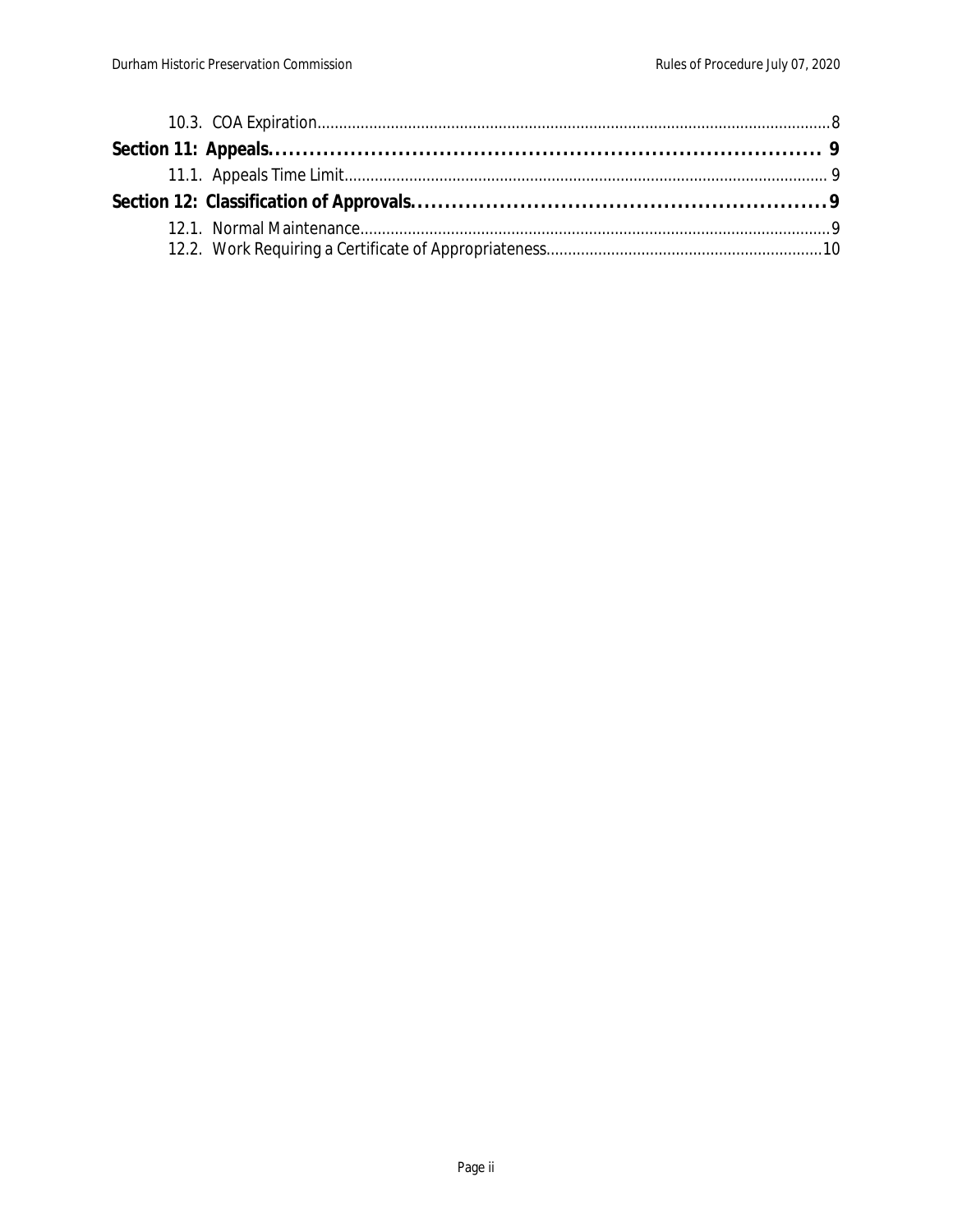10.3. COA Expiration......................................................................................................................8

**Section 11: Appeals......................................................................... 9**

11.1. Appeals Time Limit............................................................................................................... 9

**Section 12: Classification of Approvals...........................................................9**

12.1. Normal Maintenance............................................................................................................9

12.2. Work Requiring a Certificate of Appropriateness................................................................10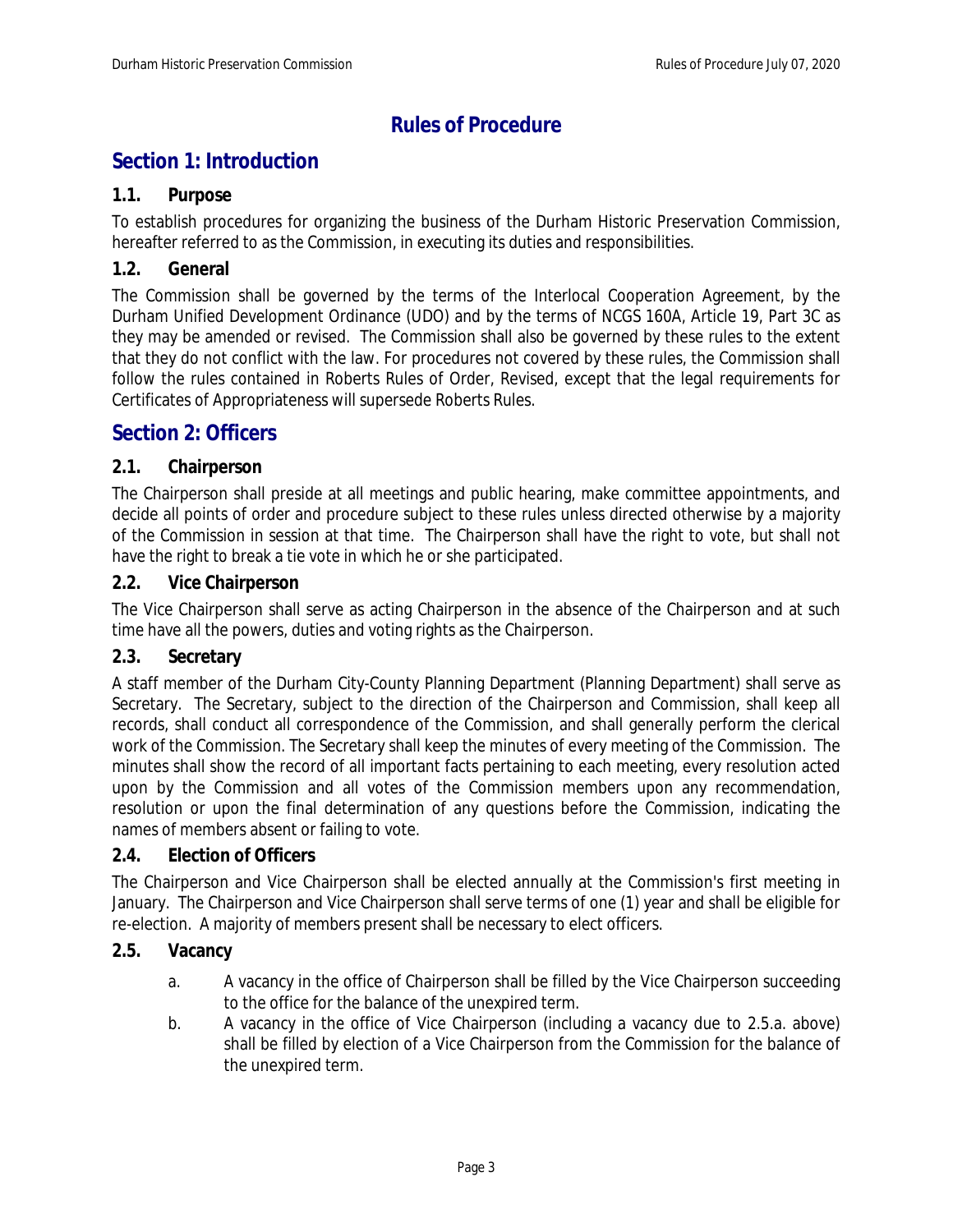# Rules of Procedure

## Section 1: Introduction

### 1.1. Purpose

To establish procedures for organizing the business of the Durham Historic Preservation Commission, hereafter referred to as the Commission, in executing its duties and responsibilities.

### 1.2. General

The Commission shall be governed by the terms of the Interlocal Cooperation Agreement, by the Durham Unified Development Ordinance (UDO) and by the terms of NCGS 160A, Article 19, Part 3C as they may be amended or revised. The Commission shall also be governed by these rules to the extent that they do not conflict with the law. For procedures not covered by these rules, the Commission shall follow the rules contained in Roberts Rules of Order, Revised, except that the legal requirements for Certificates of Appropriateness will supersede Roberts Rules.

## Section 2: Officers

### 2.1. Chairperson

The Chairperson shall preside at all meetings and public hearing, make committee appointments, and decide all points of order and procedure subject to these rules unless directed otherwise by a majority of the Commission in session at that time. The Chairperson shall have the right to vote, but shall not have the right to break a tie vote in which he or she participated.

### 2.2. Vice Chairperson

The Vice Chairperson shall serve as acting Chairperson in the absence of the Chairperson and at such time have all the powers, duties and voting rights as the Chairperson.

### 2.3. Secretary

A staff member of the Durham City-County Planning Department (Planning Department) shall serve as Secretary. The Secretary, subject to the direction of the Chairperson and Commission, shall keep all records, shall conduct all correspondence of the Commission, and shall generally perform the clerical work of the Commission. The Secretary shall keep the minutes of every meeting of the Commission. The minutes shall show the record of all important facts pertaining to each meeting, every resolution acted upon by the Commission and all votes of the Commission members upon any recommendation, resolution or upon the final determination of any questions before the Commission, indicating the names of members absent or failing to vote.

### 2.4. Election of Officers

The Chairperson and Vice Chairperson shall be elected annually at the Commission's first meeting in January. The Chairperson and Vice Chairperson shall serve terms of one (1) year and shall be eligible for re-election. A majority of members present shall be necessary to elect officers.

### 2.5. Vacancy

a. A vacancy in the office of Chairperson shall be filled by the Vice Chairperson succeeding to the office for the balance of the unexpired term.

b. A vacancy in the office of Vice Chairperson (including a vacancy due to 2.5.a. above) shall be filled by election of a Vice Chairperson from the Commission for the balance of the unexpired term.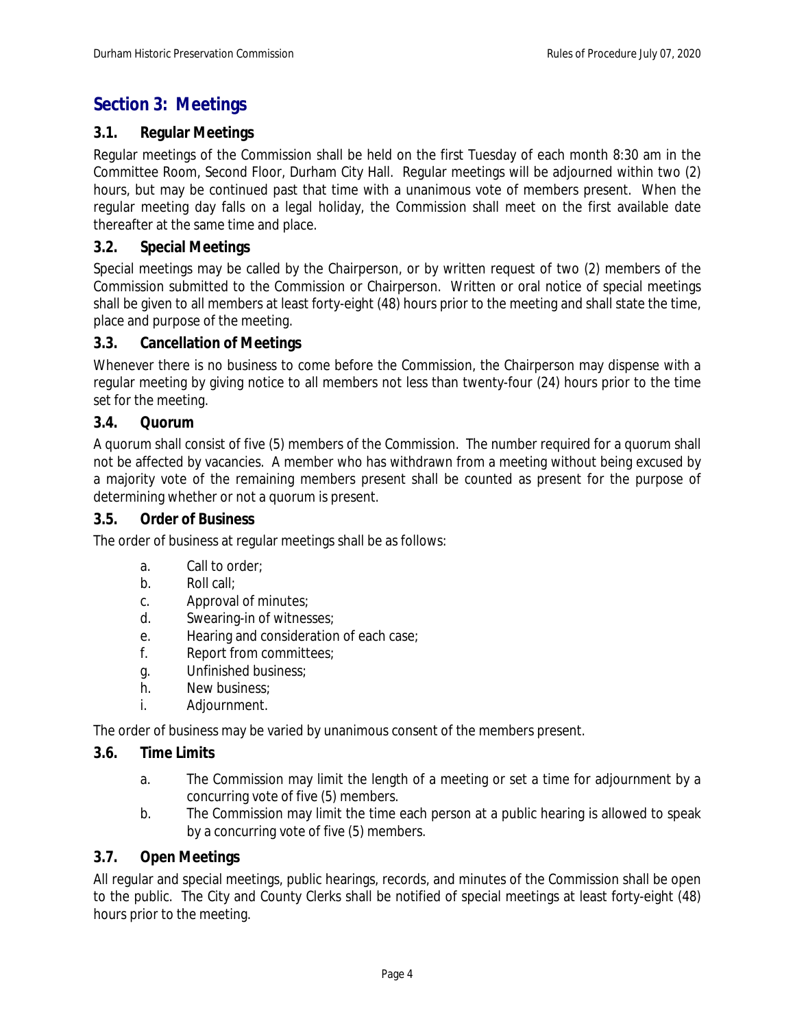## Section 3: Meetings

### 3.1. Regular Meetings

Regular meetings of the Commission shall be held on the first Tuesday of each month 8:30 am in the Committee Room, Second Floor, Durham City Hall. Regular meetings will be adjourned within two (2) hours, but may be continued past that time with a unanimous vote of members present. When the regular meeting day falls on a legal holiday, the Commission shall meet on the first available date thereafter at the same time and place.

### 3.2. Special Meetings

Special meetings may be called by the Chairperson, or by written request of two (2) members of the Commission submitted to the Commission or Chairperson. Written or oral notice of special meetings shall be given to all members at least forty-eight (48) hours prior to the meeting and shall state the time, place and purpose of the meeting.

### 3.3. Cancellation of Meetings

Whenever there is no business to come before the Commission, the Chairperson may dispense with a regular meeting by giving notice to all members not less than twenty-four (24) hours prior to the time set for the meeting.

### 3.4. Quorum

A quorum shall consist of five (5) members of the Commission. The number required for a quorum shall not be affected by vacancies. A member who has withdrawn from a meeting without being excused by a majority vote of the remaining members present shall be counted as present for the purpose of determining whether or not a quorum is present.

### 3.5. Order of Business

The order of business at regular meetings shall be as follows:

- a. Call to order;
- b. Roll call;
- c. Approval of minutes;
- d. Swearing-in of witnesses;
- e. Hearing and consideration of each case;
- f. Report from committees;
- g. Unfinished business;
- h. New business;
- i. Adjournment.

The order of business may be varied by unanimous consent of the members present.

### 3.6. Time Limits

- a. The Commission may limit the length of a meeting or set a time for adjournment by a concurring vote of five (5) members.
- b. The Commission may limit the time each person at a public hearing is allowed to speak by a concurring vote of five (5) members.

### 3.7. Open Meetings

All regular and special meetings, public hearings, records, and minutes of the Commission shall be open to the public. The City and County Clerks shall be notified of special meetings at least forty-eight (48) hours prior to the meeting.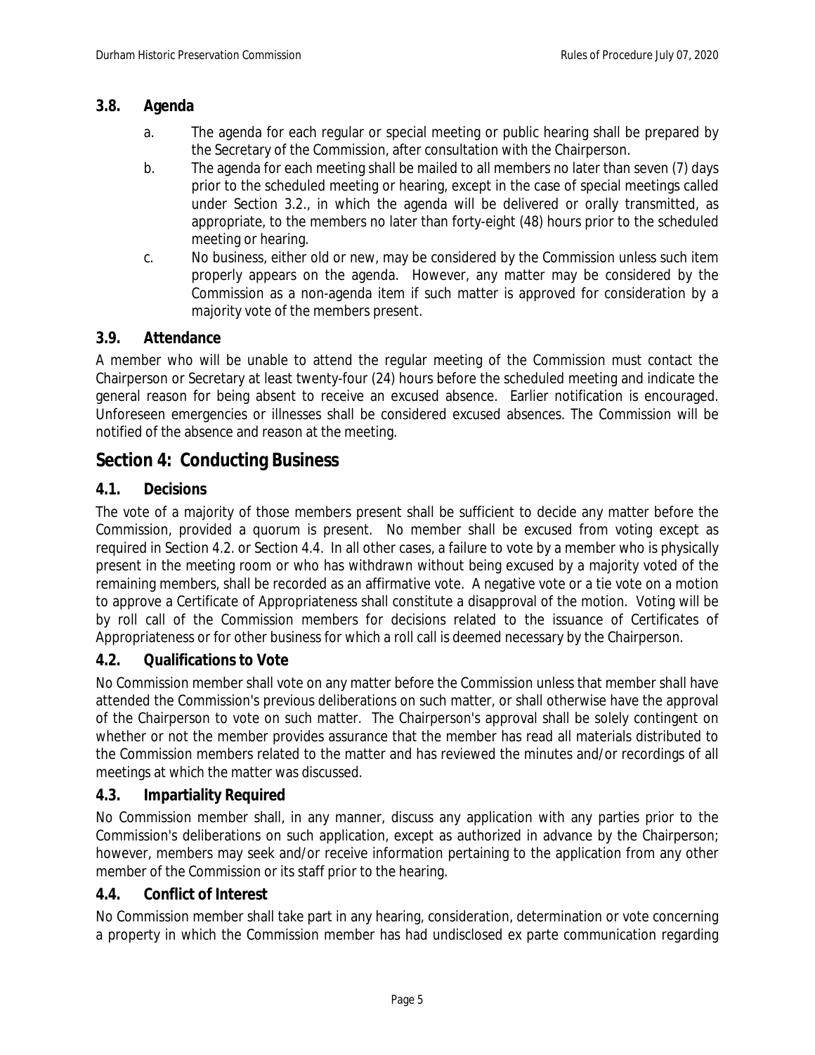### 3.8. Agenda

a. The agenda for each regular or special meeting or public hearing shall be prepared by the Secretary of the Commission, after consultation with the Chairperson.

b. The agenda for each meeting shall be mailed to all members no later than seven (7) days prior to the scheduled meeting or hearing, except in the case of special meetings called under Section 3.2., in which the agenda will be delivered or orally transmitted, as appropriate, to the members no later than forty-eight (48) hours prior to the scheduled meeting or hearing.

c. No business, either old or new, may be considered by the Commission unless such item properly appears on the agenda. However, any matter may be considered by the Commission as a non-agenda item if such matter is approved for consideration by a majority vote of the members present.

### 3.9. Attendance

A member who will be unable to attend the regular meeting of the Commission must contact the Chairperson or Secretary at least twenty-four (24) hours before the scheduled meeting and indicate the general reason for being absent to receive an excused absence. Earlier notification is encouraged. Unforeseen emergencies or illnesses shall be considered excused absences. The Commission will be notified of the absence and reason at the meeting.

## Section 4: Conducting Business

### 4.1. Decisions

The vote of a majority of those members present shall be sufficient to decide any matter before the Commission, provided a quorum is present. No member shall be excused from voting except as required in Section 4.2. or Section 4.4. In all other cases, a failure to vote by a member who is physically present in the meeting room or who has withdrawn without being excused by a majority voted of the remaining members, shall be recorded as an affirmative vote. A negative vote or a tie vote on a motion to approve a Certificate of Appropriateness shall constitute a disapproval of the motion. Voting will be by roll call of the Commission members for decisions related to the issuance of Certificates of Appropriateness or for other business for which a roll call is deemed necessary by the Chairperson.

### 4.2. Qualifications to Vote

No Commission member shall vote on any matter before the Commission unless that member shall have attended the Commission's previous deliberations on such matter, or shall otherwise have the approval of the Chairperson to vote on such matter. The Chairperson's approval shall be solely contingent on whether or not the member provides assurance that the member has read all materials distributed to the Commission members related to the matter and has reviewed the minutes and/or recordings of all meetings at which the matter was discussed.

### 4.3. Impartiality Required

No Commission member shall, in any manner, discuss any application with any parties prior to the Commission's deliberations on such application, except as authorized in advance by the Chairperson; however, members may seek and/or receive information pertaining to the application from any other member of the Commission or its staff prior to the hearing.

### 4.4. Conflict of Interest

No Commission member shall take part in any hearing, consideration, determination or vote concerning a property in which the Commission member has had undisclosed ex parte communication regarding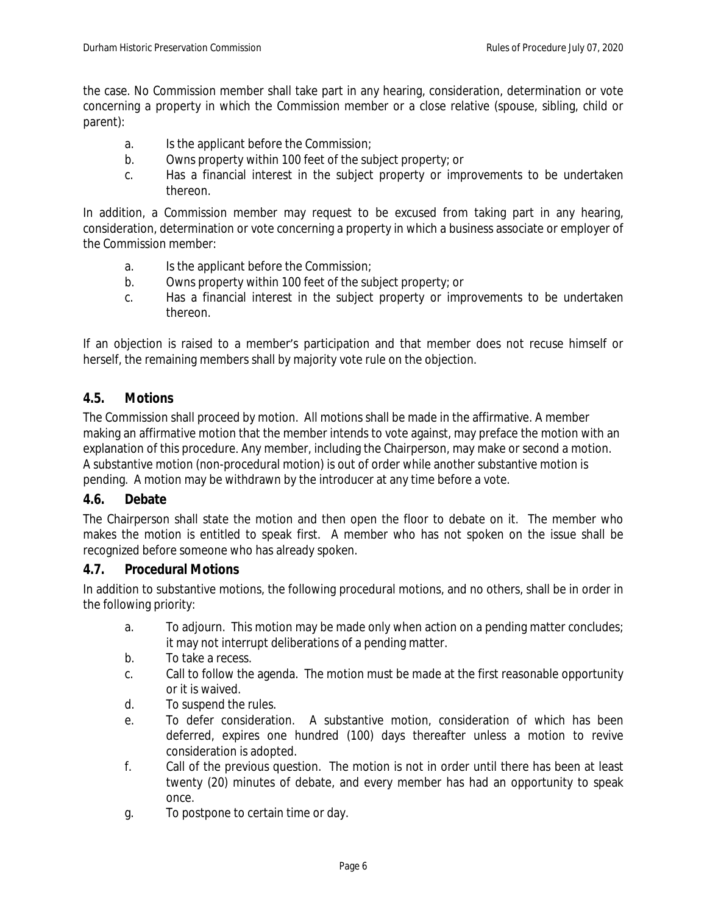the case. No Commission member shall take part in any hearing, consideration, determination or vote concerning a property in which the Commission member or a close relative (spouse, sibling, child or parent):

a. Is the applicant before the Commission;
b. Owns property within 100 feet of the subject property; or
c. Has a financial interest in the subject property or improvements to be undertaken thereon.

In addition, a Commission member may request to be excused from taking part in any hearing, consideration, determination or vote concerning a property in which a business associate or employer of the Commission member:

a. Is the applicant before the Commission;
b. Owns property within 100 feet of the subject property; or
c. Has a financial interest in the subject property or improvements to be undertaken thereon.

If an objection is raised to a member's participation and that member does not recuse himself or herself, the remaining members shall by majority vote rule on the objection.

### 4.5. Motions

The Commission shall proceed by motion. All motions shall be made in the affirmative. A member making an affirmative motion that the member intends to vote against, may preface the motion with an explanation of this procedure. Any member, including the Chairperson, may make or second a motion. A substantive motion (non-procedural motion) is out of order while another substantive motion is pending. A motion may be withdrawn by the introducer at any time before a vote.

### 4.6. Debate

The Chairperson shall state the motion and then open the floor to debate on it. The member who makes the motion is entitled to speak first. A member who has not spoken on the issue shall be recognized before someone who has already spoken.

### 4.7. Procedural Motions

In addition to substantive motions, the following procedural motions, and no others, shall be in order in the following priority:

a. To adjourn. This motion may be made only when action on a pending matter concludes; it may not interrupt deliberations of a pending matter.
b. To take a recess.
c. Call to follow the agenda. The motion must be made at the first reasonable opportunity or it is waived.
d. To suspend the rules.
e. To defer consideration. A substantive motion, consideration of which has been deferred, expires one hundred (100) days thereafter unless a motion to revive consideration is adopted.
f. Call of the previous question. The motion is not in order until there has been at least twenty (20) minutes of debate, and every member has had an opportunity to speak once.
g. To postpone to certain time or day.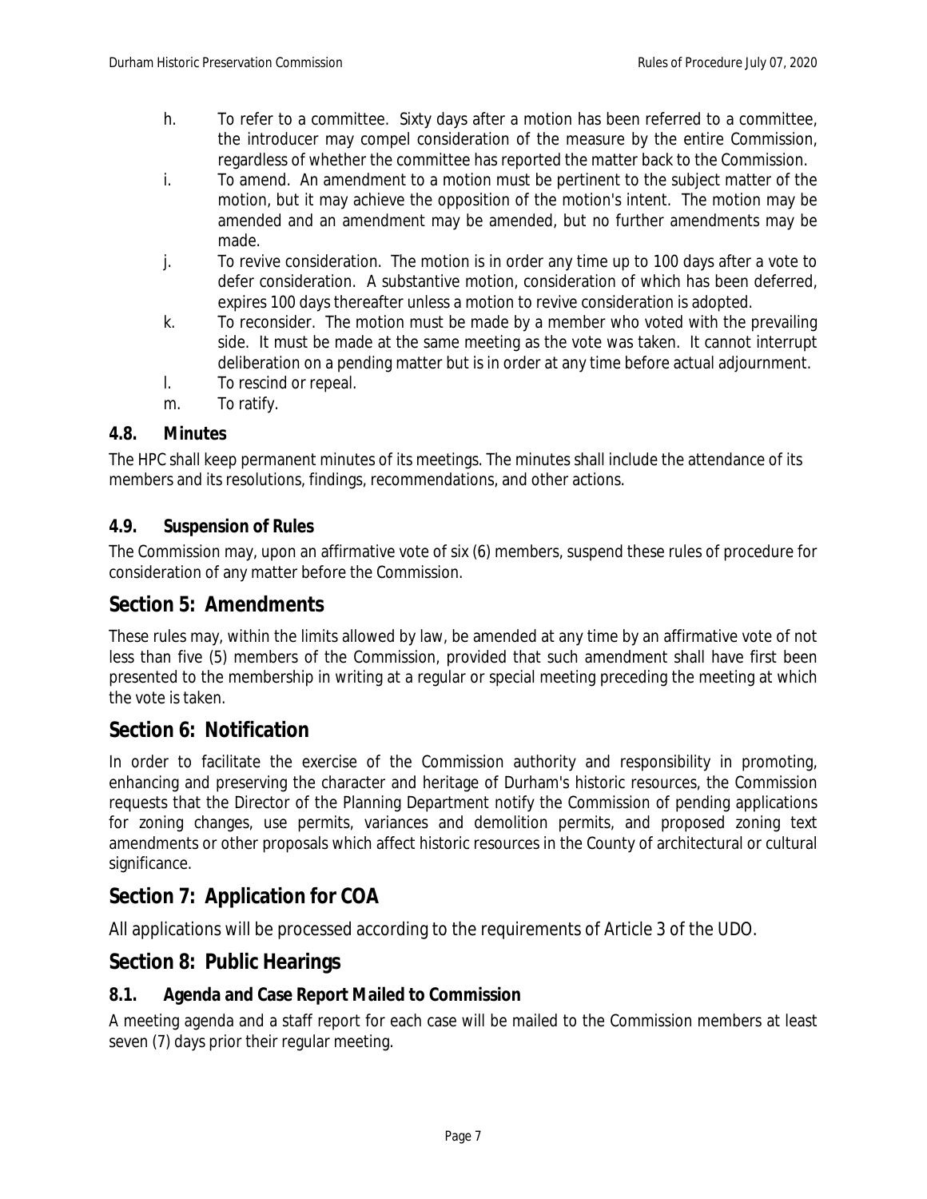h. To refer to a committee. Sixty days after a motion has been referred to a committee, the introducer may compel consideration of the measure by the entire Commission, regardless of whether the committee has reported the matter back to the Commission.

i. To amend. An amendment to a motion must be pertinent to the subject matter of the motion, but it may achieve the opposition of the motion's intent. The motion may be amended and an amendment may be amended, but no further amendments may be made.

j. To revive consideration. The motion is in order any time up to 100 days after a vote to defer consideration. A substantive motion, consideration of which has been deferred, expires 100 days thereafter unless a motion to revive consideration is adopted.

k. To reconsider. The motion must be made by a member who voted with the prevailing side. It must be made at the same meeting as the vote was taken. It cannot interrupt deliberation on a pending matter but is in order at any time before actual adjournment.

l. To rescind or repeal.

m. To ratify.

### 4.8. Minutes

The HPC shall keep permanent minutes of its meetings. The minutes shall include the attendance of its members and its resolutions, findings, recommendations, and other actions.

### 4.9. Suspension of Rules

The Commission may, upon an affirmative vote of six (6) members, suspend these rules of procedure for consideration of any matter before the Commission.

## Section 5: Amendments

These rules may, within the limits allowed by law, be amended at any time by an affirmative vote of not less than five (5) members of the Commission, provided that such amendment shall have first been presented to the membership in writing at a regular or special meeting preceding the meeting at which the vote is taken.

## Section 6: Notification

In order to facilitate the exercise of the Commission authority and responsibility in promoting, enhancing and preserving the character and heritage of Durham's historic resources, the Commission requests that the Director of the Planning Department notify the Commission of pending applications for zoning changes, use permits, variances and demolition permits, and proposed zoning text amendments or other proposals which affect historic resources in the County of architectural or cultural significance.

## Section 7: Application for COA

All applications will be processed according to the requirements of Article 3 of the UDO.

## Section 8: Public Hearings

### 8.1. Agenda and Case Report Mailed to Commission

A meeting agenda and a staff report for each case will be mailed to the Commission members at least seven (7) days prior their regular meeting.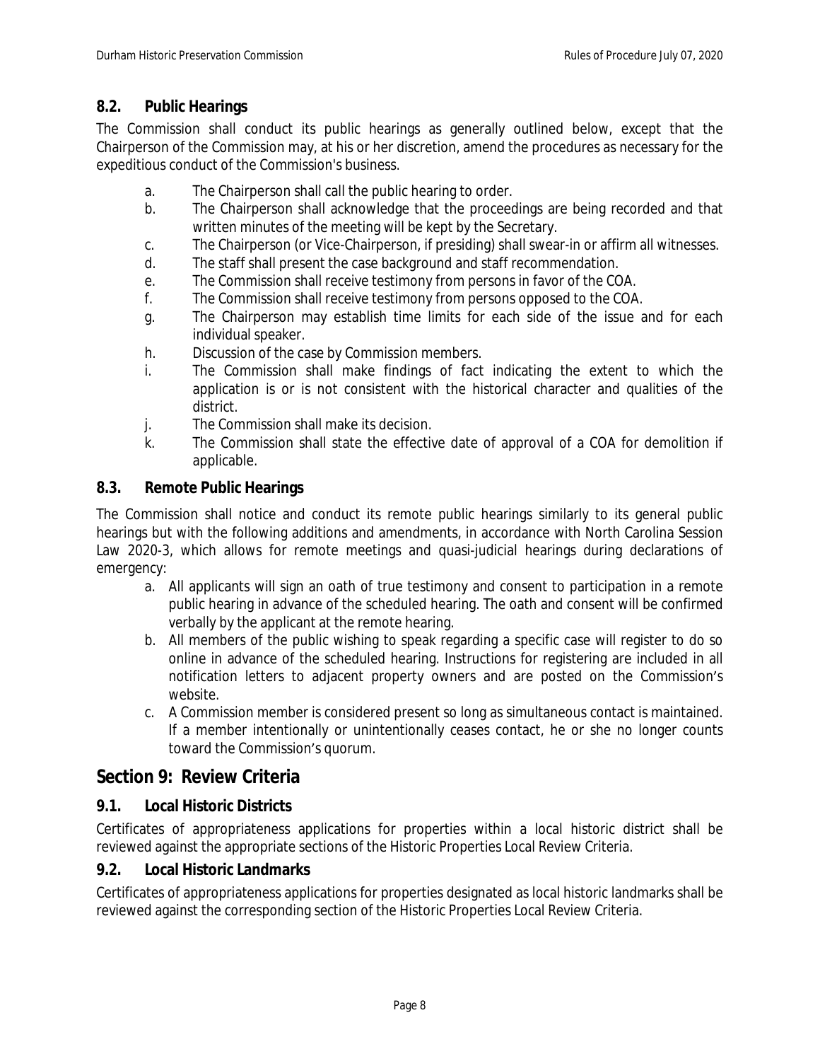### 8.2. Public Hearings

The Commission shall conduct its public hearings as generally outlined below, except that the Chairperson of the Commission may, at his or her discretion, amend the procedures as necessary for the expeditious conduct of the Commission's business.

a. The Chairperson shall call the public hearing to order.
b. The Chairperson shall acknowledge that the proceedings are being recorded and that written minutes of the meeting will be kept by the Secretary.
c. The Chairperson (or Vice-Chairperson, if presiding) shall swear-in or affirm all witnesses.
d. The staff shall present the case background and staff recommendation.
e. The Commission shall receive testimony from persons in favor of the COA.
f. The Commission shall receive testimony from persons opposed to the COA.
g. The Chairperson may establish time limits for each side of the issue and for each individual speaker.
h. Discussion of the case by Commission members.
i. The Commission shall make findings of fact indicating the extent to which the application is or is not consistent with the historical character and qualities of the district.
j. The Commission shall make its decision.
k. The Commission shall state the effective date of approval of a COA for demolition if applicable.

### 8.3. Remote Public Hearings

The Commission shall notice and conduct its remote public hearings similarly to its general public hearings but with the following additions and amendments, in accordance with North Carolina Session Law 2020-3, which allows for remote meetings and quasi-judicial hearings during declarations of emergency:

a. All applicants will sign an oath of true testimony and consent to participation in a remote public hearing in advance of the scheduled hearing. The oath and consent will be confirmed verbally by the applicant at the remote hearing.
b. All members of the public wishing to speak regarding a specific case will register to do so online in advance of the scheduled hearing. Instructions for registering are included in all notification letters to adjacent property owners and are posted on the Commission's website.
c. A Commission member is considered present so long as simultaneous contact is maintained. If a member intentionally or unintentionally ceases contact, he or she no longer counts toward the Commission's quorum.

## Section 9: Review Criteria

### 9.1. Local Historic Districts

Certificates of appropriateness applications for properties within a local historic district shall be reviewed against the appropriate sections of the Historic Properties Local Review Criteria.

### 9.2. Local Historic Landmarks

Certificates of appropriateness applications for properties designated as local historic landmarks shall be reviewed against the corresponding section of the Historic Properties Local Review Criteria.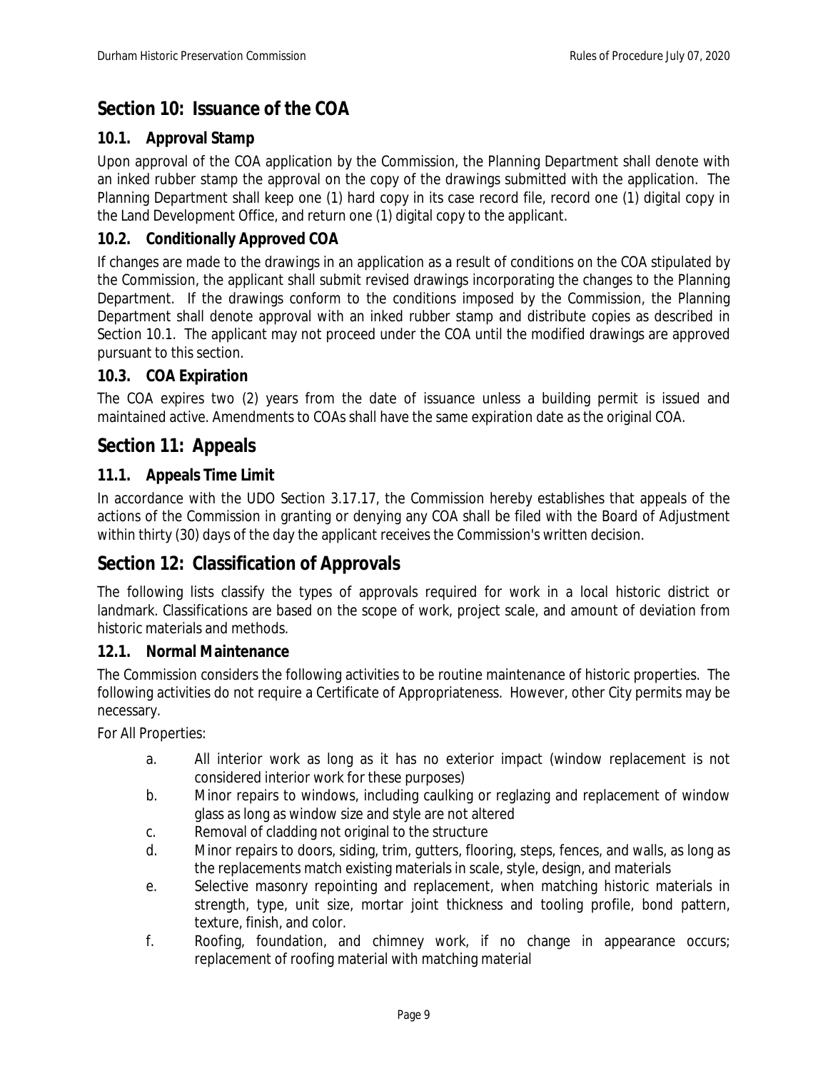## Section 10: Issuance of the COA

### 10.1. Approval Stamp

Upon approval of the COA application by the Commission, the Planning Department shall denote with an inked rubber stamp the approval on the copy of the drawings submitted with the application. The Planning Department shall keep one (1) hard copy in its case record file, record one (1) digital copy in the Land Development Office, and return one (1) digital copy to the applicant.

### 10.2. Conditionally Approved COA

If changes are made to the drawings in an application as a result of conditions on the COA stipulated by the Commission, the applicant shall submit revised drawings incorporating the changes to the Planning Department. If the drawings conform to the conditions imposed by the Commission, the Planning Department shall denote approval with an inked rubber stamp and distribute copies as described in Section 10.1. The applicant may not proceed under the COA until the modified drawings are approved pursuant to this section.

### 10.3. COA Expiration

The COA expires two (2) years from the date of issuance unless a building permit is issued and maintained active. Amendments to COAs shall have the same expiration date as the original COA.

## Section 11: Appeals

### 11.1. Appeals Time Limit

In accordance with the UDO Section 3.17.17, the Commission hereby establishes that appeals of the actions of the Commission in granting or denying any COA shall be filed with the Board of Adjustment within thirty (30) days of the day the applicant receives the Commission's written decision.

## Section 12: Classification of Approvals

The following lists classify the types of approvals required for work in a local historic district or landmark. Classifications are based on the scope of work, project scale, and amount of deviation from historic materials and methods.

### 12.1. Normal Maintenance

The Commission considers the following activities to be routine maintenance of historic properties. The following activities do not require a Certificate of Appropriateness. However, other City permits may be necessary.

For All Properties:

a. All interior work as long as it has no exterior impact (window replacement is not considered interior work for these purposes)

b. Minor repairs to windows, including caulking or reglazing and replacement of window glass as long as window size and style are not altered

c. Removal of cladding not original to the structure

d. Minor repairs to doors, siding, trim, gutters, flooring, steps, fences, and walls, as long as the replacements match existing materials in scale, style, design, and materials

e. Selective masonry repointing and replacement, when matching historic materials in strength, type, unit size, mortar joint thickness and tooling profile, bond pattern, texture, finish, and color.

f. Roofing, foundation, and chimney work, if no change in appearance occurs; replacement of roofing material with matching material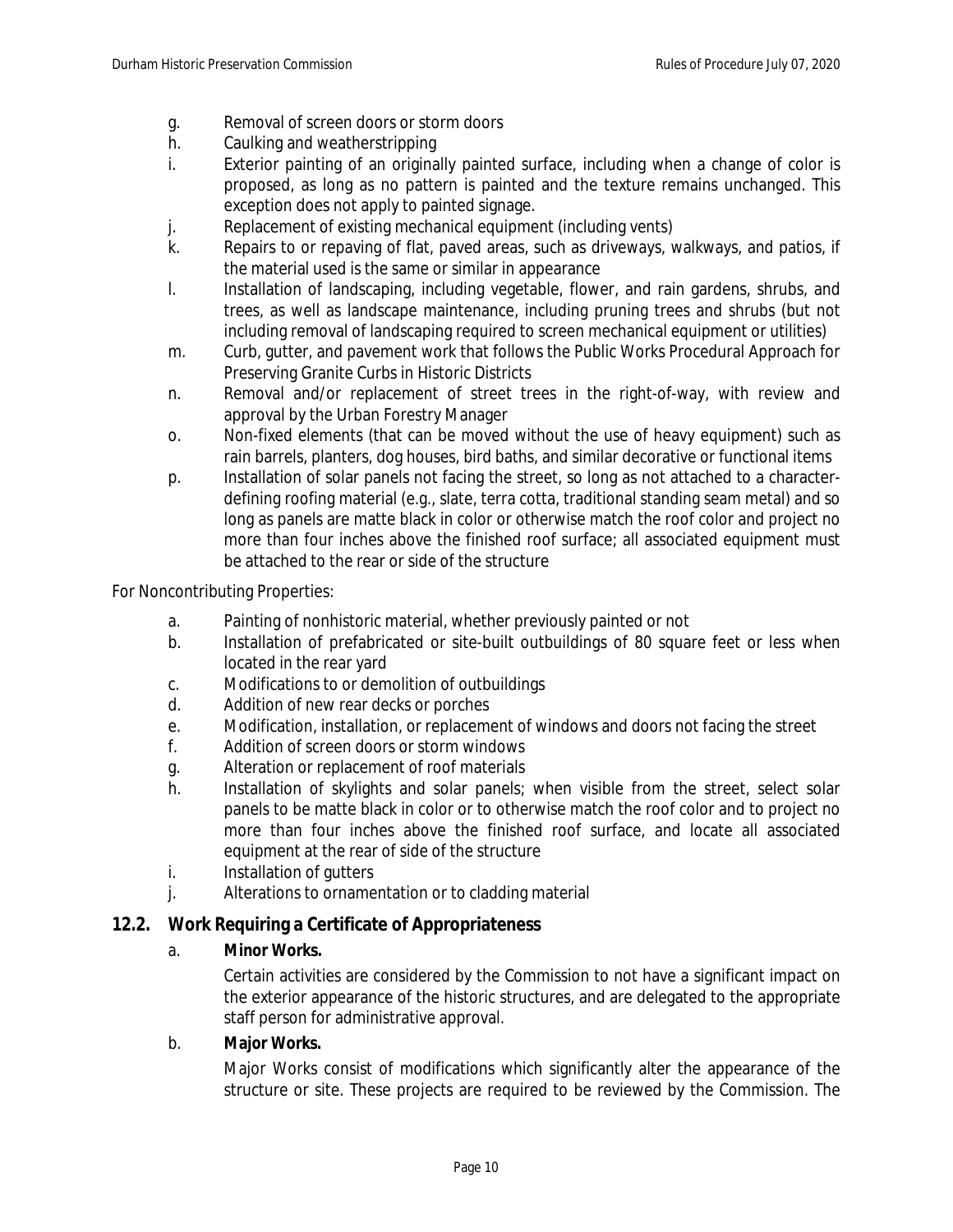g. Removal of screen doors or storm doors
h. Caulking and weatherstripping
i. Exterior painting of an originally painted surface, including when a change of color is proposed, as long as no pattern is painted and the texture remains unchanged. This exception does not apply to painted signage.
j. Replacement of existing mechanical equipment (including vents)
k. Repairs to or repaving of flat, paved areas, such as driveways, walkways, and patios, if the material used is the same or similar in appearance
l. Installation of landscaping, including vegetable, flower, and rain gardens, shrubs, and trees, as well as landscape maintenance, including pruning trees and shrubs (but not including removal of landscaping required to screen mechanical equipment or utilities)
m. Curb, gutter, and pavement work that follows the Public Works Procedural Approach for Preserving Granite Curbs in Historic Districts
n. Removal and/or replacement of street trees in the right-of-way, with review and approval by the Urban Forestry Manager
o. Non-fixed elements (that can be moved without the use of heavy equipment) such as rain barrels, planters, dog houses, bird baths, and similar decorative or functional items
p. Installation of solar panels not facing the street, so long as not attached to a character-defining roofing material (e.g., slate, terra cotta, traditional standing seam metal) and so long as panels are matte black in color or otherwise match the roof color and project no more than four inches above the finished roof surface; all associated equipment must be attached to the rear or side of the structure

For Noncontributing Properties:

a. Painting of nonhistoric material, whether previously painted or not
b. Installation of prefabricated or site-built outbuildings of 80 square feet or less when located in the rear yard
c. Modifications to or demolition of outbuildings
d. Addition of new rear decks or porches
e. Modification, installation, or replacement of windows and doors not facing the street
f. Addition of screen doors or storm windows
g. Alteration or replacement of roof materials
h. Installation of skylights and solar panels; when visible from the street, select solar panels to be matte black in color or to otherwise match the roof color and to project no more than four inches above the finished roof surface, and locate all associated equipment at the rear of side of the structure
i. Installation of gutters
j. Alterations to ornamentation or to cladding material

## 12.2. Work Requiring a Certificate of Appropriateness

a. **Minor Works.**

Certain activities are considered by the Commission to not have a significant impact on the exterior appearance of the historic structures, and are delegated to the appropriate staff person for administrative approval.

b. **Major Works.**

Major Works consist of modifications which significantly alter the appearance of the structure or site. These projects are required to be reviewed by the Commission. The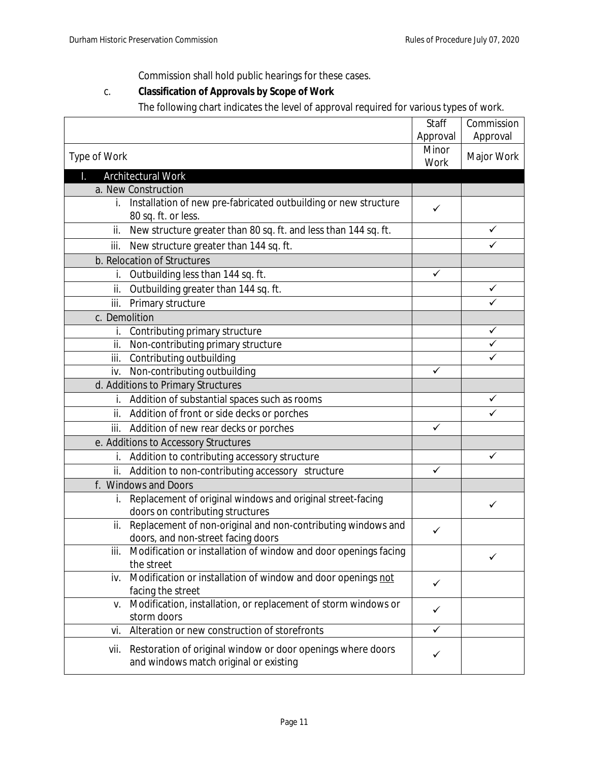Commission shall hold public hearings for these cases.

c. **Classification of Approvals by Scope of Work**

The following chart indicates the level of approval required for various types of work.

| | Staff Approval | Commission Approval |
|---|---|---|
| Type of Work | Minor Work | Major Work |
| **I. Architectural Work** | | |
| a. New Construction | | |
| i. Installation of new pre-fabricated outbuilding or new structure 80 sq. ft. or less. | ✓ | |
| ii. New structure greater than 80 sq. ft. and less than 144 sq. ft. | | ✓ |
| iii. New structure greater than 144 sq. ft. | | ✓ |
| b. Relocation of Structures | | |
| i. Outbuilding less than 144 sq. ft. | ✓ | |
| ii. Outbuilding greater than 144 sq. ft. | | ✓ |
| iii. Primary structure | | ✓ |
| c. Demolition | | |
| i. Contributing primary structure | | ✓ |
| ii. Non-contributing primary structure | | ✓ |
| iii. Contributing outbuilding | | ✓ |
| iv. Non-contributing outbuilding | ✓ | |
| d. Additions to Primary Structures | | |
| i. Addition of substantial spaces such as rooms | | ✓ |
| ii. Addition of front or side decks or porches | | ✓ |
| iii. Addition of new rear decks or porches | ✓ | |
| e. Additions to Accessory Structures | | |
| i. Addition to contributing accessory structure | | ✓ |
| ii. Addition to non-contributing accessory structure | ✓ | |
| f. Windows and Doors | | |
| i. Replacement of original windows and original street-facing doors on contributing structures | | ✓ |
| ii. Replacement of non-original and non-contributing windows and doors, and non-street facing doors | ✓ | |
| iii. Modification or installation of window and door openings facing the street | | ✓ |
| iv. Modification or installation of window and door openings not facing the street | ✓ | |
| v. Modification, installation, or replacement of storm windows or storm doors | ✓ | |
| vi. Alteration or new construction of storefronts | ✓ | |
| vii. Restoration of original window or door openings where doors and windows match original or existing | ✓ | |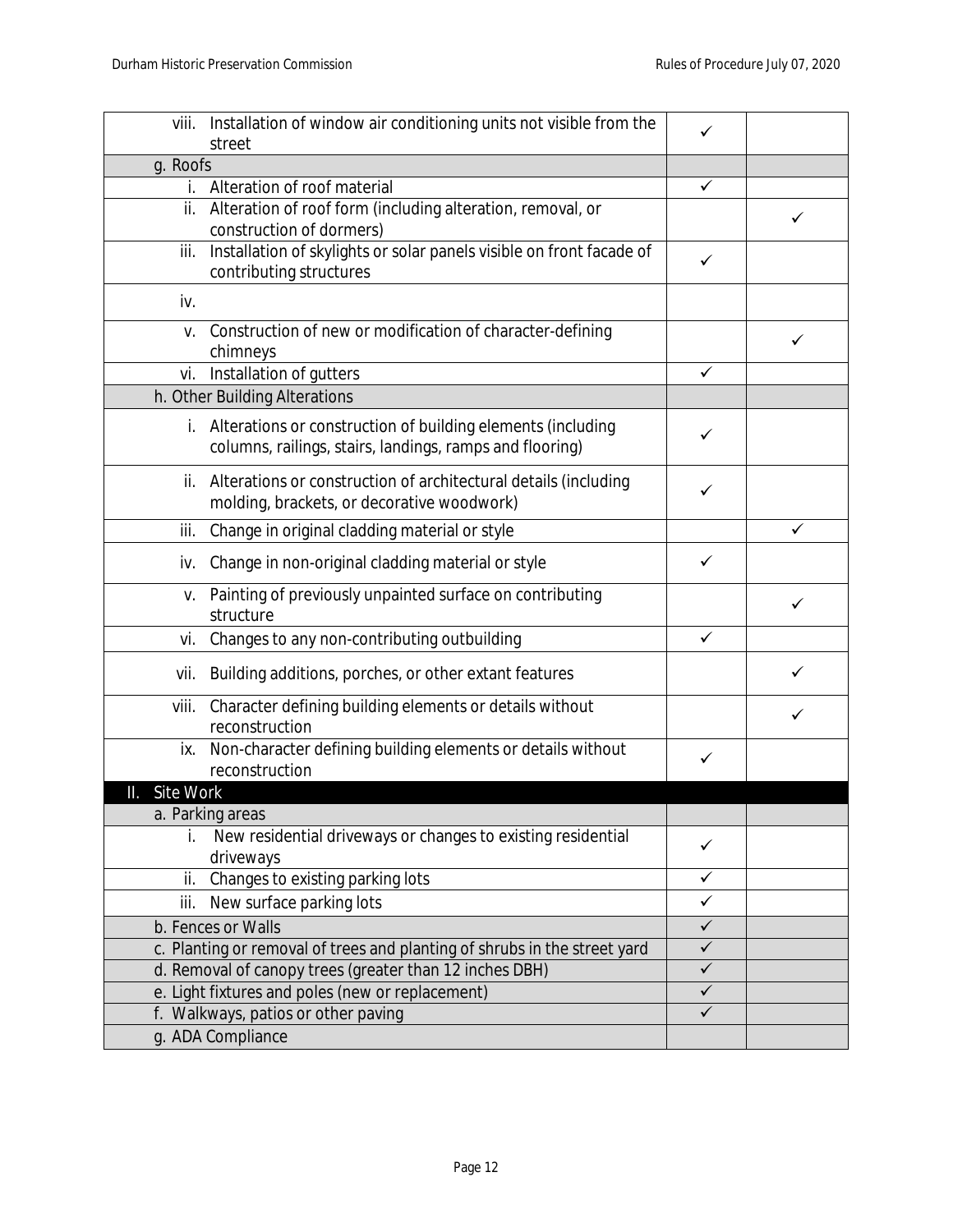| | | |
|---|---|---|
| viii. Installation of window air conditioning units not visible from the street | ✓ | |
| g. Roofs | | |
| i. Alteration of roof material | ✓ | |
| ii. Alteration of roof form (including alteration, removal, or construction of dormers) | | ✓ |
| iii. Installation of skylights or solar panels visible on front facade of contributing structures | ✓ | |
| iv. | | |
| v. Construction of new or modification of character-defining chimneys | | ✓ |
| vi. Installation of gutters | ✓ | |
| h. Other Building Alterations | | |
| i. Alterations or construction of building elements (including columns, railings, stairs, landings, ramps and flooring) | ✓ | |
| ii. Alterations or construction of architectural details (including molding, brackets, or decorative woodwork) | ✓ | |
| iii. Change in original cladding material or style | | ✓ |
| iv. Change in non-original cladding material or style | ✓ | |
| v. Painting of previously unpainted surface on contributing structure | | ✓ |
| vi. Changes to any non-contributing outbuilding | ✓ | |
| vii. Building additions, porches, or other extant features | | ✓ |
| viii. Character defining building elements or details without reconstruction | | ✓ |
| ix. Non-character defining building elements or details without reconstruction | ✓ | |
| **II. Site Work** | | |
| a. Parking areas | | |
| i. New residential driveways or changes to existing residential driveways | ✓ | |
| ii. Changes to existing parking lots | ✓ | |
| iii. New surface parking lots | ✓ | |
| b. Fences or Walls | ✓ | |
| c. Planting or removal of trees and planting of shrubs in the street yard | ✓ | |
| d. Removal of canopy trees (greater than 12 inches DBH) | ✓ | |
| e. Light fixtures and poles (new or replacement) | ✓ | |
| f. Walkways, patios or other paving | ✓ | |
| g. ADA Compliance | | |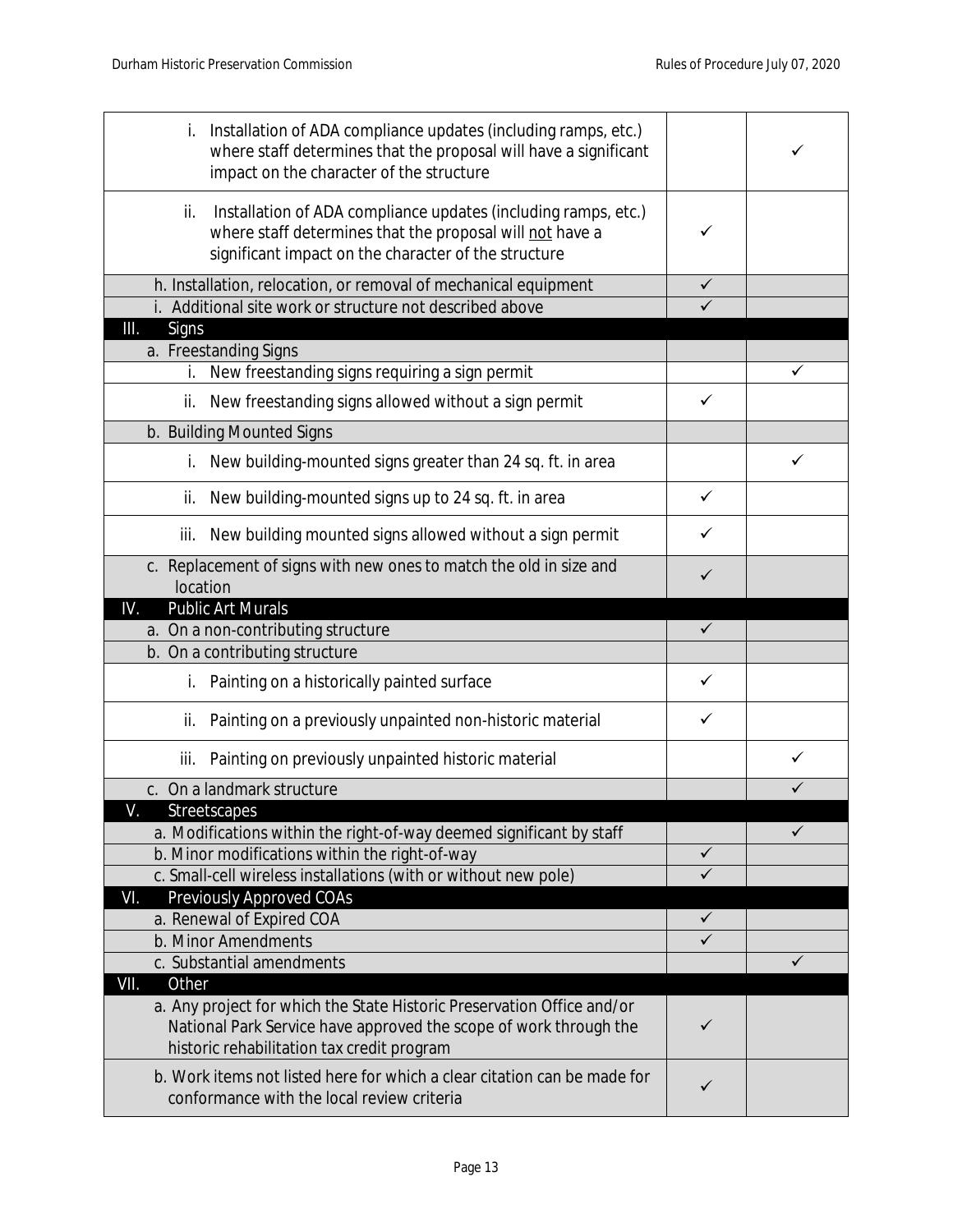| | | |
|---|---|---|
| i. Installation of ADA compliance updates (including ramps, etc.) where staff determines that the proposal will have a significant impact on the character of the structure | | ✓ |
| ii. Installation of ADA compliance updates (including ramps, etc.) where staff determines that the proposal will <u>not</u> have a significant impact on the character of the structure | ✓ | |
| h. Installation, relocation, or removal of mechanical equipment | ✓ | |
| i. Additional site work or structure not described above | ✓ | |
| **III. Signs** | | |
| a. Freestanding Signs | | |
| i. New freestanding signs requiring a sign permit | | ✓ |
| ii. New freestanding signs allowed without a sign permit | ✓ | |
| b. Building Mounted Signs | | |
| i. New building-mounted signs greater than 24 sq. ft. in area | | ✓ |
| ii. New building-mounted signs up to 24 sq. ft. in area | ✓ | |
| iii. New building mounted signs allowed without a sign permit | ✓ | |
| c. Replacement of signs with new ones to match the old in size and location | ✓ | |
| **IV. Public Art Murals** | | |
| a. On a non-contributing structure | ✓ | |
| b. On a contributing structure | | |
| i. Painting on a historically painted surface | ✓ | |
| ii. Painting on a previously unpainted non-historic material | ✓ | |
| iii. Painting on previously unpainted historic material | | ✓ |
| c. On a landmark structure | | ✓ |
| **V. Streetscapes** | | |
| a. Modifications within the right-of-way deemed significant by staff | | ✓ |
| b. Minor modifications within the right-of-way | ✓ | |
| c. Small-cell wireless installations (with or without new pole) | ✓ | |
| **VI. Previously Approved COAs** | | |
| a. Renewal of Expired COA | ✓ | |
| b. Minor Amendments | ✓ | |
| c. Substantial amendments | | ✓ |
| **VII. Other** | | |
| a. Any project for which the State Historic Preservation Office and/or National Park Service have approved the scope of work through the historic rehabilitation tax credit program | ✓ | |
| b. Work items not listed here for which a clear citation can be made for conformance with the local review criteria | ✓ | |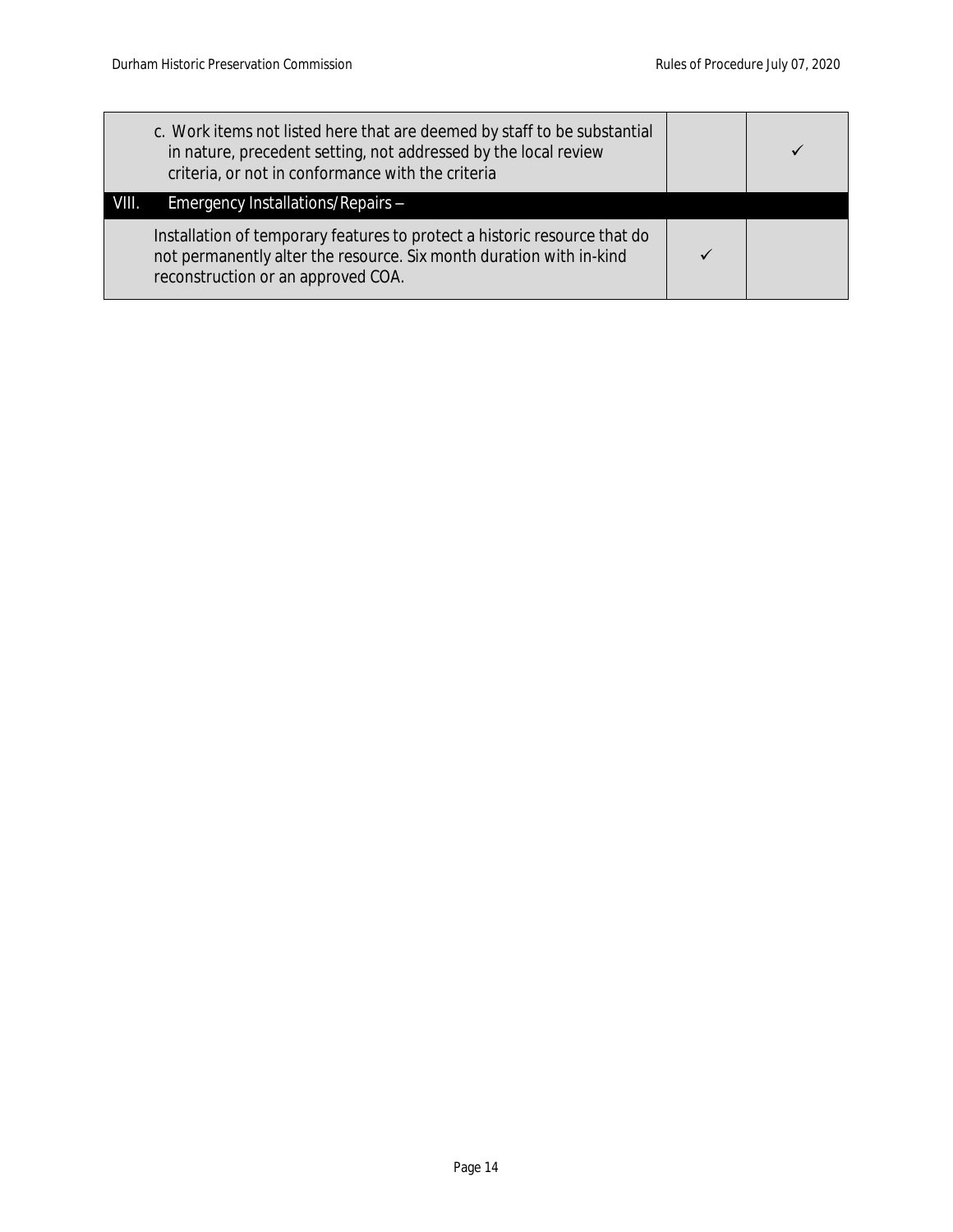| | | | |
|---|---|---|---|
| | c. Work items not listed here that are deemed by staff to be substantial in nature, precedent setting, not addressed by the local review criteria, or not in conformance with the criteria | | ✓ |
| VIII. | Emergency Installations/Repairs – | | |
| | Installation of temporary features to protect a historic resource that do not permanently alter the resource. Six month duration with in-kind reconstruction or an approved COA. | ✓ | |